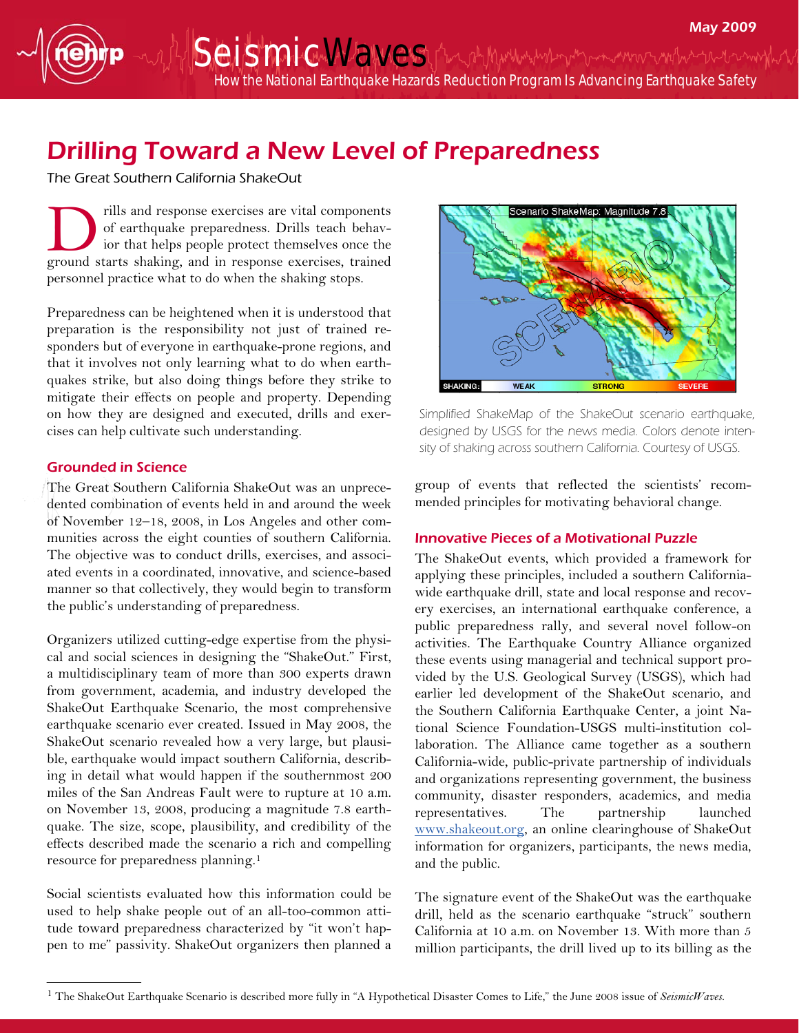# Drilling Toward a New Level of Preparedness

The Great Southern California ShakeOut

Drills and response exercises are vital components of earthquake preparedness. Drills teach behavior that helps people protect themselves once the ground starts shaking, and in response exercises, trained personnel practice what to do when the shaking stops.

Preparedness can be heightened when it is understood that preparation is the responsibility not just of trained responders but of everyone in earthquake-prone regions, and that it involves not only learning what to do when earthquakes strike, but also doing things before they strike to mitigate their effects on people and property. Depending on how they are designed and executed, drills and exercises can help cultivate such understanding.

## Grounded in Science

The Great Southern California ShakeOut was an unprecedented combination of events held in and around the week of November 12–18, 2008, in Los Angeles and other communities across the eight counties of southern California. The objective was to conduct drills, exercises, and associated events in a coordinated, innovative, and science-based manner so that collectively, they would begin to transform the public's understanding of preparedness.

Organizers utilized cutting-edge expertise from the physical and social sciences in designing the "ShakeOut." First, a multidisciplinary team of more than 300 experts drawn from government, academia, and industry developed the ShakeOut Earthquake Scenario, the most comprehensive earthquake scenario ever created. Issued in May 2008, the ShakeOut scenario revealed how a very large, but plausible, earthquake would impact southern California, describing in detail what would happen if the southernmost 200 miles of the San Andreas Fault were to rupture at 10 a.m. on November 13, 2008, producing a magnitude 7.8 earthquake. The size, scope, plausibility, and credibility of the effects described made the scenario a rich and compelling resource for preparedness planning.[1]

Social scientists evaluated how this information could be used to help shake people out of an all-too-common attitude toward preparedness characterized by "it won't happen to me" passivity. ShakeOut organizers then planned a group of events that reflected the scientists' recommended principles for motivating behavioral change.

Scenario ShakeMap: Magnitude 7.8

SCENARIO

SHAKING: WEAK STRONG SEVERE

*Simplified ShakeMap of the ShakeOut scenario earthquake, designed by USGS for the news media. Colors denote intensity of shaking across southern California. Courtesy of USGS.*

## Innovative Pieces of a Motivational Puzzle

The ShakeOut events, which provided a framework for applying these principles, included a southern California-wide earthquake drill, state and local response and recovery exercises, an international earthquake conference, a public preparedness rally, and several novel follow-on activities. The Earthquake Country Alliance organized these events using managerial and technical support provided by the U.S. Geological Survey (USGS), which had earlier led development of the ShakeOut scenario, and the Southern California Earthquake Center, a joint National Science Foundation-USGS multi-institution collaboration. The Alliance came together as a southern California-wide, public-private partnership of individuals and organizations representing government, the business community, disaster responders, academics, and media representatives. The partnership launched www.shakeout.org, an online clearinghouse of ShakeOut information for organizers, participants, the news media, and the public.

The signature event of the ShakeOut was the earthquake drill, held as the scenario earthquake "struck" southern California at 10 a.m. on November 13. With more than 5 million participants, the drill lived up to its billing as the

---

[1] The ShakeOut Earthquake Scenario is described more fully in "A Hypothetical Disaster Comes to Life," the June 2008 issue of *SeismicWaves*.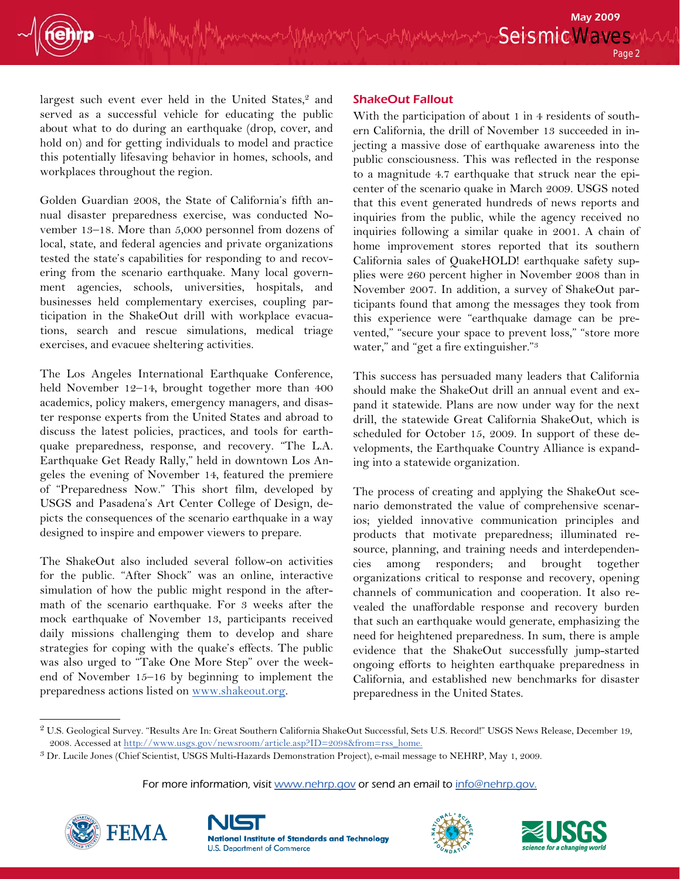largest such event ever held in the United States,[2] and served as a successful vehicle for educating the public about what to do during an earthquake (drop, cover, and hold on) and for getting individuals to model and practice this potentially lifesaving behavior in homes, schools, and workplaces throughout the region.

Golden Guardian 2008, the State of California's fifth annual disaster preparedness exercise, was conducted November 13–18. More than 5,000 personnel from dozens of local, state, and federal agencies and private organizations tested the state's capabilities for responding to and recovering from the scenario earthquake. Many local government agencies, schools, universities, hospitals, and businesses held complementary exercises, coupling participation in the ShakeOut drill with workplace evacuations, search and rescue simulations, medical triage exercises, and evacuee sheltering activities.

The Los Angeles International Earthquake Conference, held November 12–14, brought together more than 400 academics, policy makers, emergency managers, and disaster response experts from the United States and abroad to discuss the latest policies, practices, and tools for earthquake preparedness, response, and recovery. "The L.A. Earthquake Get Ready Rally," held in downtown Los Angeles the evening of November 14, featured the premiere of "Preparedness Now." This short film, developed by USGS and Pasadena's Art Center College of Design, depicts the consequences of the scenario earthquake in a way designed to inspire and empower viewers to prepare.

The ShakeOut also included several follow-on activities for the public. "After Shock" was an online, interactive simulation of how the public might respond in the aftermath of the scenario earthquake. For 3 weeks after the mock earthquake of November 13, participants received daily missions challenging them to develop and share strategies for coping with the quake's effects. The public was also urged to "Take One More Step" over the weekend of November 15–16 by beginning to implement the preparedness actions listed on www.shakeout.org.

### ShakeOut Fallout

With the participation of about 1 in 4 residents of southern California, the drill of November 13 succeeded in injecting a massive dose of earthquake awareness into the public consciousness. This was reflected in the response to a magnitude 4.7 earthquake that struck near the epicenter of the scenario quake in March 2009. USGS noted that this event generated hundreds of news reports and inquiries from the public, while the agency received no inquiries following a similar quake in 2001. A chain of home improvement stores reported that its southern California sales of QuakeHOLD! earthquake safety supplies were 260 percent higher in November 2008 than in November 2007. In addition, a survey of ShakeOut participants found that among the messages they took from this experience were "earthquake damage can be prevented," "secure your space to prevent loss," "store more water," and "get a fire extinguisher."[3]

This success has persuaded many leaders that California should make the ShakeOut drill an annual event and expand it statewide. Plans are now under way for the next drill, the statewide Great California ShakeOut, which is scheduled for October 15, 2009. In support of these developments, the Earthquake Country Alliance is expanding into a statewide organization.

The process of creating and applying the ShakeOut scenario demonstrated the value of comprehensive scenarios; yielded innovative communication principles and products that motivate preparedness; illuminated resource, planning, and training needs and interdependencies among responders; and brought together organizations critical to response and recovery, opening channels of communication and cooperation. It also revealed the unaffordable response and recovery burden that such an earthquake would generate, emphasizing the need for heightened preparedness. In sum, there is ample evidence that the ShakeOut successfully jump-started ongoing efforts to heighten earthquake preparedness in California, and established new benchmarks for disaster preparedness in the United States.

---

[2] U.S. Geological Survey. "Results Are In: Great Southern California ShakeOut Successful, Sets U.S. Record!" USGS News Release, December 19, 2008. Accessed at http://www.usgs.gov/newsroom/article.asp?ID=2098&from=rss_home.

[3] Dr. Lucile Jones (Chief Scientist, USGS Multi-Hazards Demonstration Project), e-mail message to NEHRP, May 1, 2009.

For more information, visit www.nehrp.gov or send an email to info@nehrp.gov.